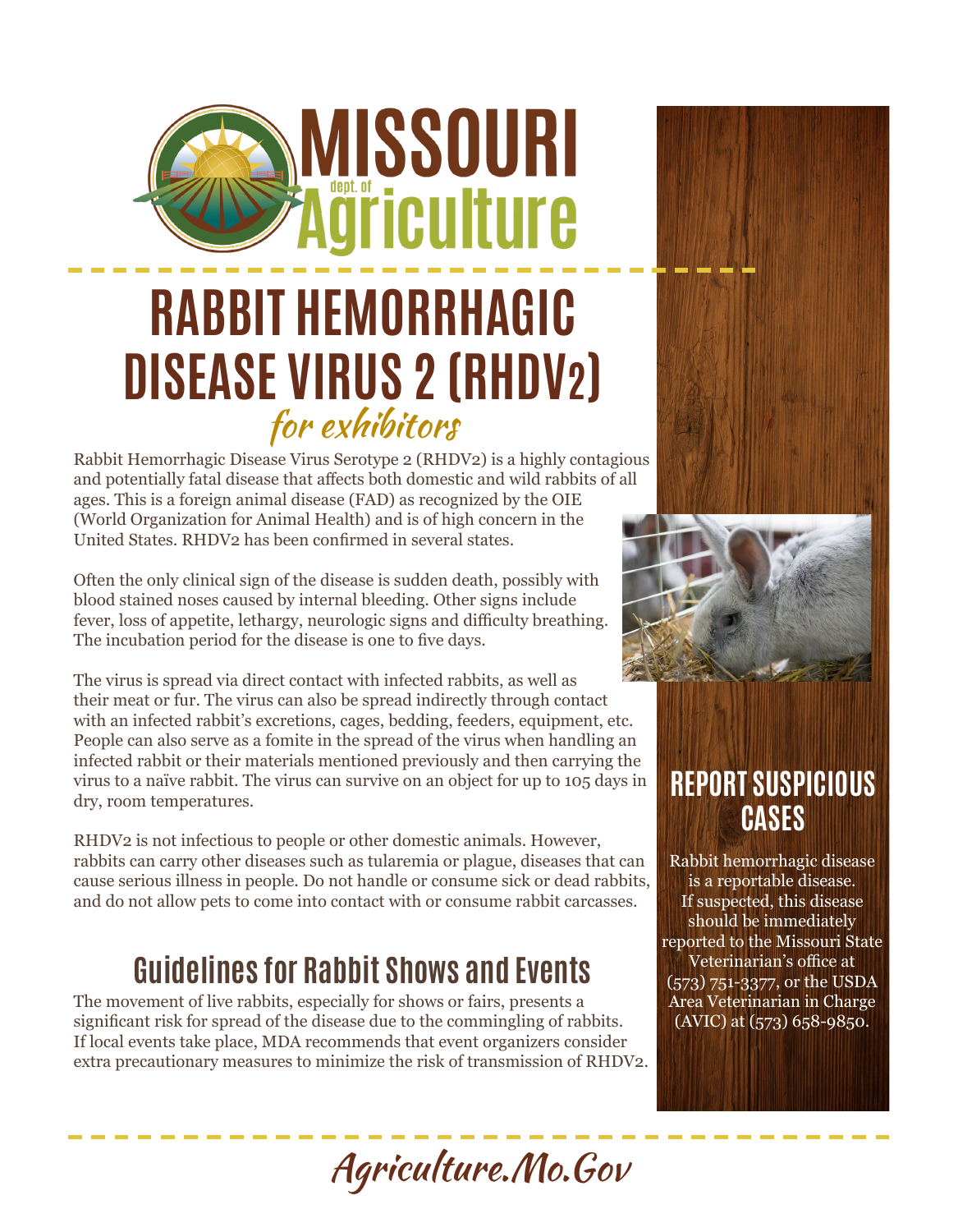# MISSOURI dept. of Agriculture

# RABBIT HEMORRHAGIC DISEASE VIRUS 2 (RHDV2)

*for exhibitors*

Rabbit Hemorrhagic Disease Virus Serotype 2 (RHDV2) is a highly contagious and potentially fatal disease that affects both domestic and wild rabbits of all ages. This is a foreign animal disease (FAD) as recognized by the OIE (World Organization for Animal Health) and is of high concern in the United States. RHDV2 has been confirmed in several states.

Often the only clinical sign of the disease is sudden death, possibly with blood stained noses caused by internal bleeding. Other signs include fever, loss of appetite, lethargy, neurologic signs and difficulty breathing. The incubation period for the disease is one to five days.

The virus is spread via direct contact with infected rabbits, as well as their meat or fur. The virus can also be spread indirectly through contact with an infected rabbit's excretions, cages, bedding, feeders, equipment, etc. People can also serve as a fomite in the spread of the virus when handling an infected rabbit or their materials mentioned previously and then carrying the virus to a naïve rabbit. The virus can survive on an object for up to 105 days in dry, room temperatures.

RHDV2 is not infectious to people or other domestic animals. However, rabbits can carry other diseases such as tularemia or plague, diseases that can cause serious illness in people. Do not handle or consume sick or dead rabbits, and do not allow pets to come into contact with or consume rabbit carcasses.

## Guidelines for Rabbit Shows and Events

The movement of live rabbits, especially for shows or fairs, presents a significant risk for spread of the disease due to the commingling of rabbits. If local events take place, MDA recommends that event organizers consider extra precautionary measures to minimize the risk of transmission of RHDV2.

## REPORT SUSPICIOUS CASES

Rabbit hemorrhagic disease is a reportable disease. If suspected, this disease should be immediately reported to the Missouri State Veterinarian's office at (573) 751-3377, or the USDA Area Veterinarian in Charge (AVIC) at (573) 658-9850.

*Agriculture.Mo.Gov*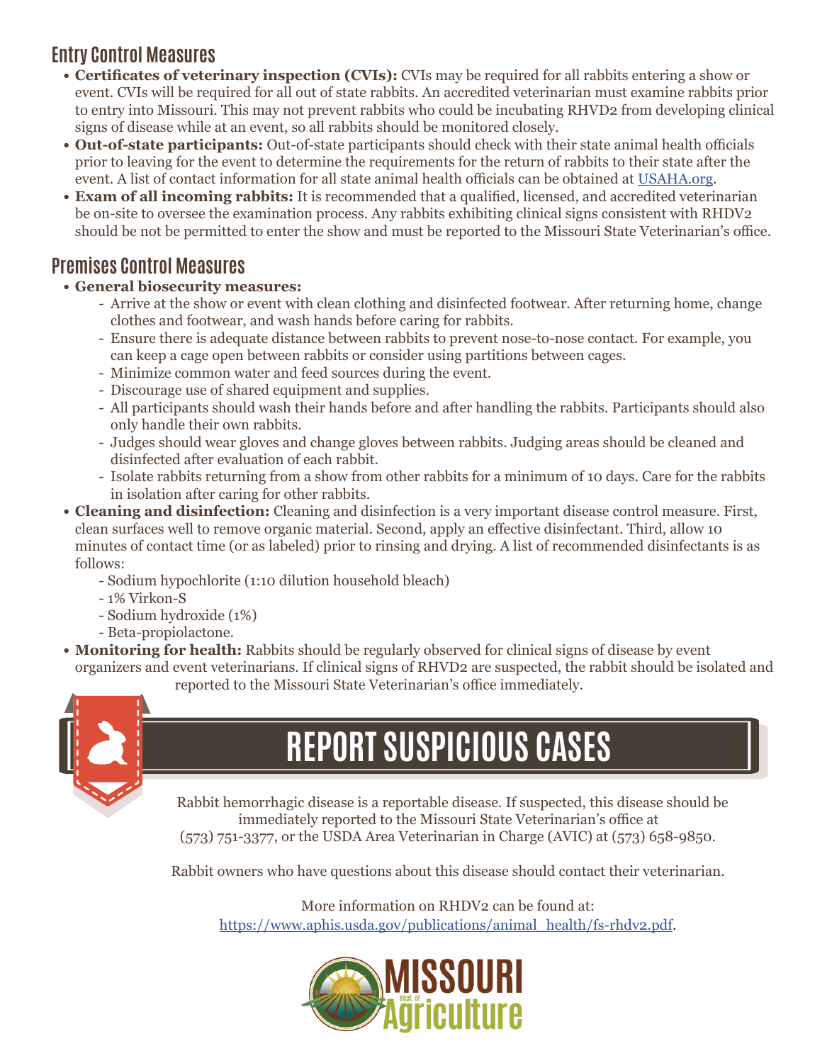## Entry Control Measures

- **Certificates of veterinary inspection (CVIs):** CVIs may be required for all rabbits entering a show or event. CVIs will be required for all out of state rabbits. An accredited veterinarian must examine rabbits prior to entry into Missouri. This may not prevent rabbits who could be incubating RHVD2 from developing clinical signs of disease while at an event, so all rabbits should be monitored closely.
- **Out-of-state participants:** Out-of-state participants should check with their state animal health officials prior to leaving for the event to determine the requirements for the return of rabbits to their state after the event. A list of contact information for all state animal health officials can be obtained at USAHA.org.
- **Exam of all incoming rabbits:** It is recommended that a qualified, licensed, and accredited veterinarian be on-site to oversee the examination process. Any rabbits exhibiting clinical signs consistent with RHDV2 should be not be permitted to enter the show and must be reported to the Missouri State Veterinarian's office.

## Premises Control Measures

- **General biosecurity measures:**
  - Arrive at the show or event with clean clothing and disinfected footwear. After returning home, change clothes and footwear, and wash hands before caring for rabbits.
  - Ensure there is adequate distance between rabbits to prevent nose-to-nose contact. For example, you can keep a cage open between rabbits or consider using partitions between cages.
  - Minimize common water and feed sources during the event.
  - Discourage use of shared equipment and supplies.
  - All participants should wash their hands before and after handling the rabbits. Participants should also only handle their own rabbits.
  - Judges should wear gloves and change gloves between rabbits. Judging areas should be cleaned and disinfected after evaluation of each rabbit.
  - Isolate rabbits returning from a show from other rabbits for a minimum of 10 days. Care for the rabbits in isolation after caring for other rabbits.
- **Cleaning and disinfection:** Cleaning and disinfection is a very important disease control measure. First, clean surfaces well to remove organic material. Second, apply an effective disinfectant. Third, allow 10 minutes of contact time (or as labeled) prior to rinsing and drying. A list of recommended disinfectants is as follows:
  - Sodium hypochlorite (1:10 dilution household bleach)
  - 1% Virkon-S
  - Sodium hydroxide (1%)
  - Beta-propiolactone.
- **Monitoring for health:** Rabbits should be regularly observed for clinical signs of disease by event organizers and event veterinarians. If clinical signs of RHVD2 are suspected, the rabbit should be isolated and reported to the Missouri State Veterinarian's office immediately.

## REPORT SUSPICIOUS CASES

Rabbit hemorrhagic disease is a reportable disease. If suspected, this disease should be immediately reported to the Missouri State Veterinarian's office at (573) 751-3377, or the USDA Area Veterinarian in Charge (AVIC) at (573) 658-9850.

Rabbit owners who have questions about this disease should contact their veterinarian.

More information on RHDV2 can be found at: https://www.aphis.usda.gov/publications/animal_health/fs-rhdv2.pdf.

MISSOURI dept. of Agriculture